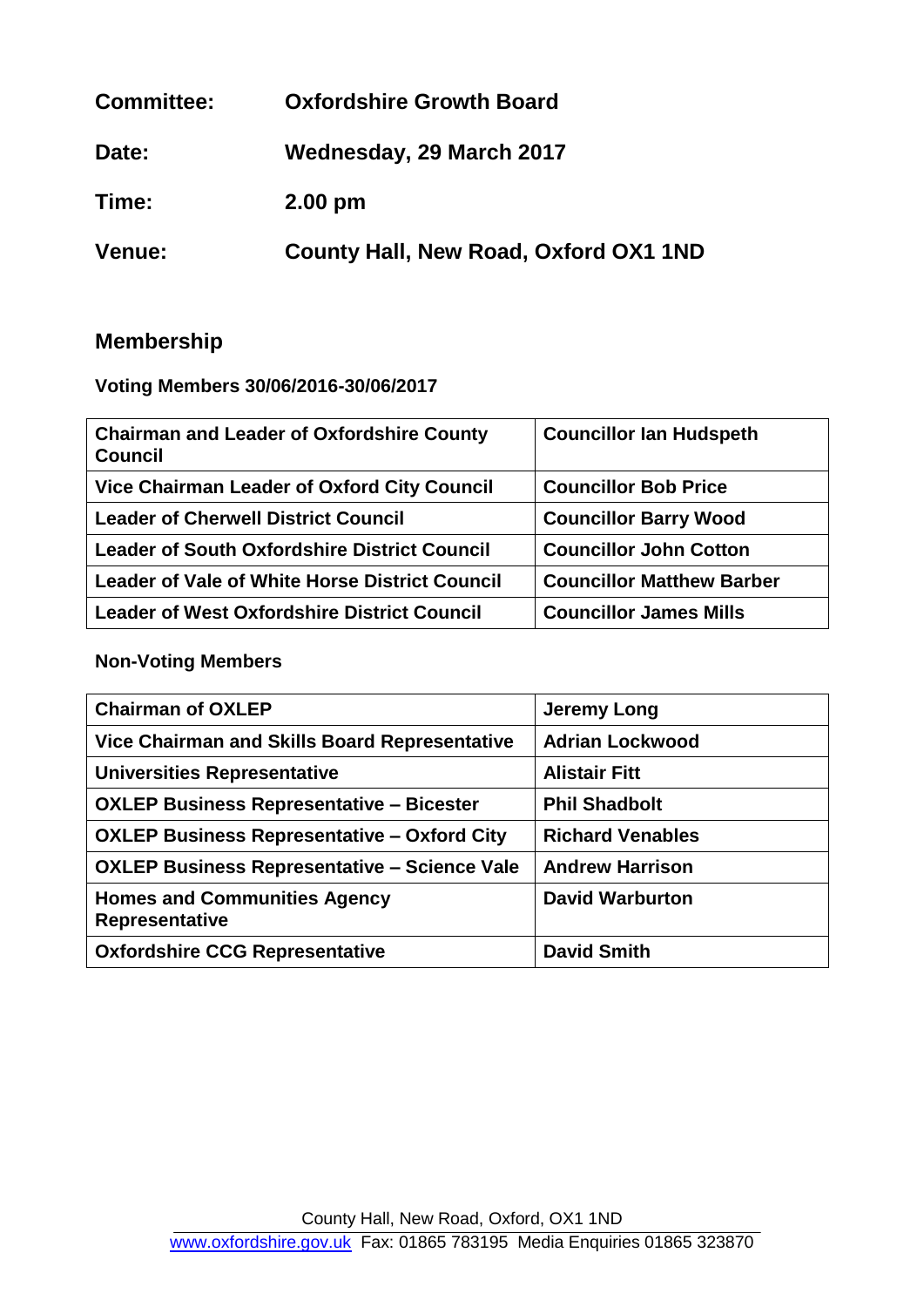**Committee:** Oxfordshire Growth Board

**Date:** Wednesday, 29 March 2017

**Time:** 2.00 pm

**Venue:** County Hall, New Road, Oxford OX1 1ND

## Membership

**Voting Members 30/06/2016-30/06/2017**

| Role | Member |
|---|---|
| Chairman and Leader of Oxfordshire County Council | Councillor Ian Hudspeth |
| Vice Chairman Leader of Oxford City Council | Councillor Bob Price |
| Leader of Cherwell District Council | Councillor Barry Wood |
| Leader of South Oxfordshire District Council | Councillor John Cotton |
| Leader of Vale of White Horse District Council | Councillor Matthew Barber |
| Leader of West Oxfordshire District Council | Councillor James Mills |

**Non-Voting Members**

| Role | Member |
|---|---|
| Chairman of OXLEP | Jeremy Long |
| Vice Chairman and Skills Board Representative | Adrian Lockwood |
| Universities Representative | Alistair Fitt |
| OXLEP Business Representative – Bicester | Phil Shadbolt |
| OXLEP Business Representative – Oxford City | Richard Venables |
| OXLEP Business Representative – Science Vale | Andrew Harrison |
| Homes and Communities Agency Representative | David Warburton |
| Oxfordshire CCG Representative | David Smith |

County Hall, New Road, Oxford, OX1 1ND
www.oxfordshire.gov.uk Fax: 01865 783195 Media Enquiries 01865 323870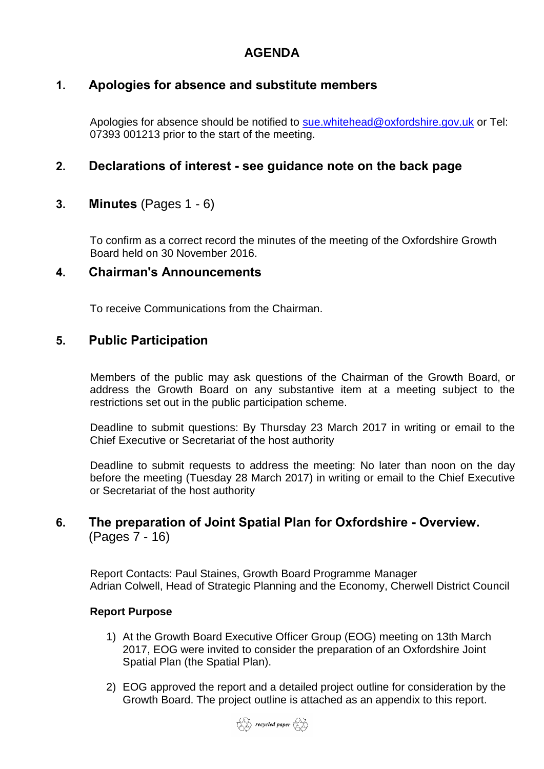# AGENDA

## 1. Apologies for absence and substitute members

Apologies for absence should be notified to sue.whitehead@oxfordshire.gov.uk or Tel: 07393 001213 prior to the start of the meeting.

## 2. Declarations of interest - see guidance note on the back page

## 3. Minutes (Pages 1 - 6)

To confirm as a correct record the minutes of the meeting of the Oxfordshire Growth Board held on 30 November 2016.

## 4. Chairman's Announcements

To receive Communications from the Chairman.

## 5. Public Participation

Members of the public may ask questions of the Chairman of the Growth Board, or address the Growth Board on any substantive item at a meeting subject to the restrictions set out in the public participation scheme.

Deadline to submit questions: By Thursday 23 March 2017 in writing or email to the Chief Executive or Secretariat of the host authority

Deadline to submit requests to address the meeting: No later than noon on the day before the meeting (Tuesday 28 March 2017) in writing or email to the Chief Executive or Secretariat of the host authority

## 6. The preparation of Joint Spatial Plan for Oxfordshire - Overview. (Pages 7 - 16)

Report Contacts: Paul Staines, Growth Board Programme Manager
Adrian Colwell, Head of Strategic Planning and the Economy, Cherwell District Council

**Report Purpose**

1) At the Growth Board Executive Officer Group (EOG) meeting on 13th March 2017, EOG were invited to consider the preparation of an Oxfordshire Joint Spatial Plan (the Spatial Plan).

2) EOG approved the report and a detailed project outline for consideration by the Growth Board. The project outline is attached as an appendix to this report.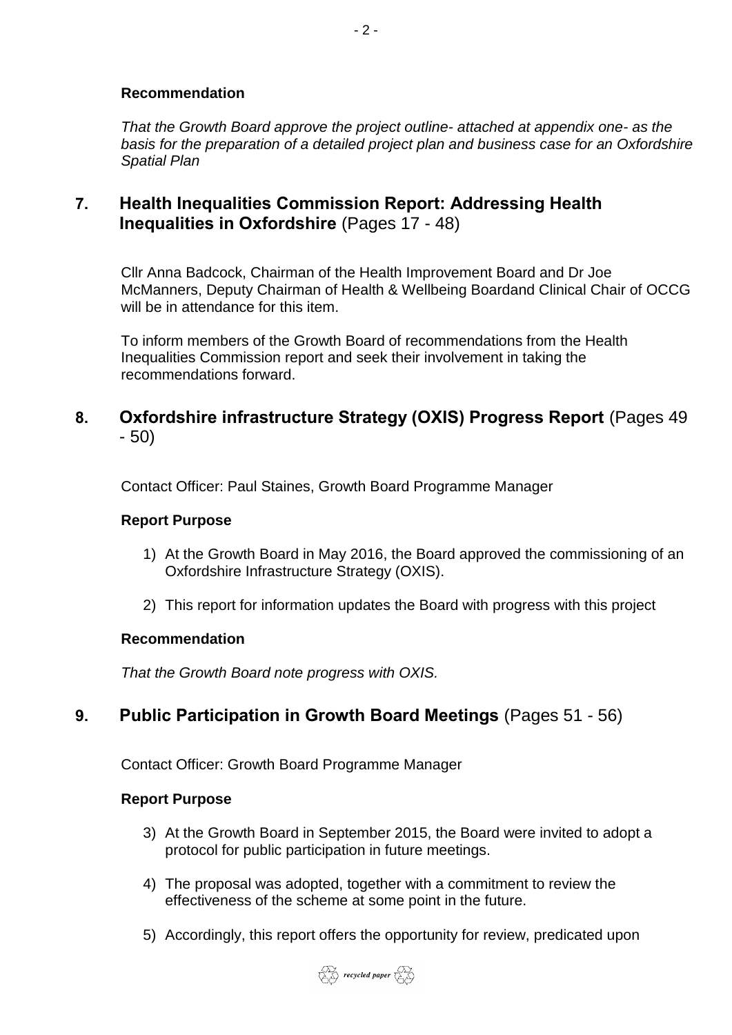**Recommendation**

*That the Growth Board approve the project outline- attached at appendix one- as the basis for the preparation of a detailed project plan and business case for an Oxfordshire Spatial Plan*

## 7. **Health Inequalities Commission Report: Addressing Health Inequalities in Oxfordshire** (Pages 17 - 48)

Cllr Anna Badcock, Chairman of the Health Improvement Board and Dr Joe McManners, Deputy Chairman of Health & Wellbeing Boardand Clinical Chair of OCCG will be in attendance for this item.

To inform members of the Growth Board of recommendations from the Health Inequalities Commission report and seek their involvement in taking the recommendations forward.

## 8. **Oxfordshire infrastructure Strategy (OXIS) Progress Report** (Pages 49 - 50)

Contact Officer: Paul Staines, Growth Board Programme Manager

**Report Purpose**

1) At the Growth Board in May 2016, the Board approved the commissioning of an Oxfordshire Infrastructure Strategy (OXIS).
2) This report for information updates the Board with progress with this project

**Recommendation**

*That the Growth Board note progress with OXIS.*

## 9. **Public Participation in Growth Board Meetings** (Pages 51 - 56)

Contact Officer: Growth Board Programme Manager

**Report Purpose**

3) At the Growth Board in September 2015, the Board were invited to adopt a protocol for public participation in future meetings.
4) The proposal was adopted, together with a commitment to review the effectiveness of the scheme at some point in the future.
5) Accordingly, this report offers the opportunity for review, predicated upon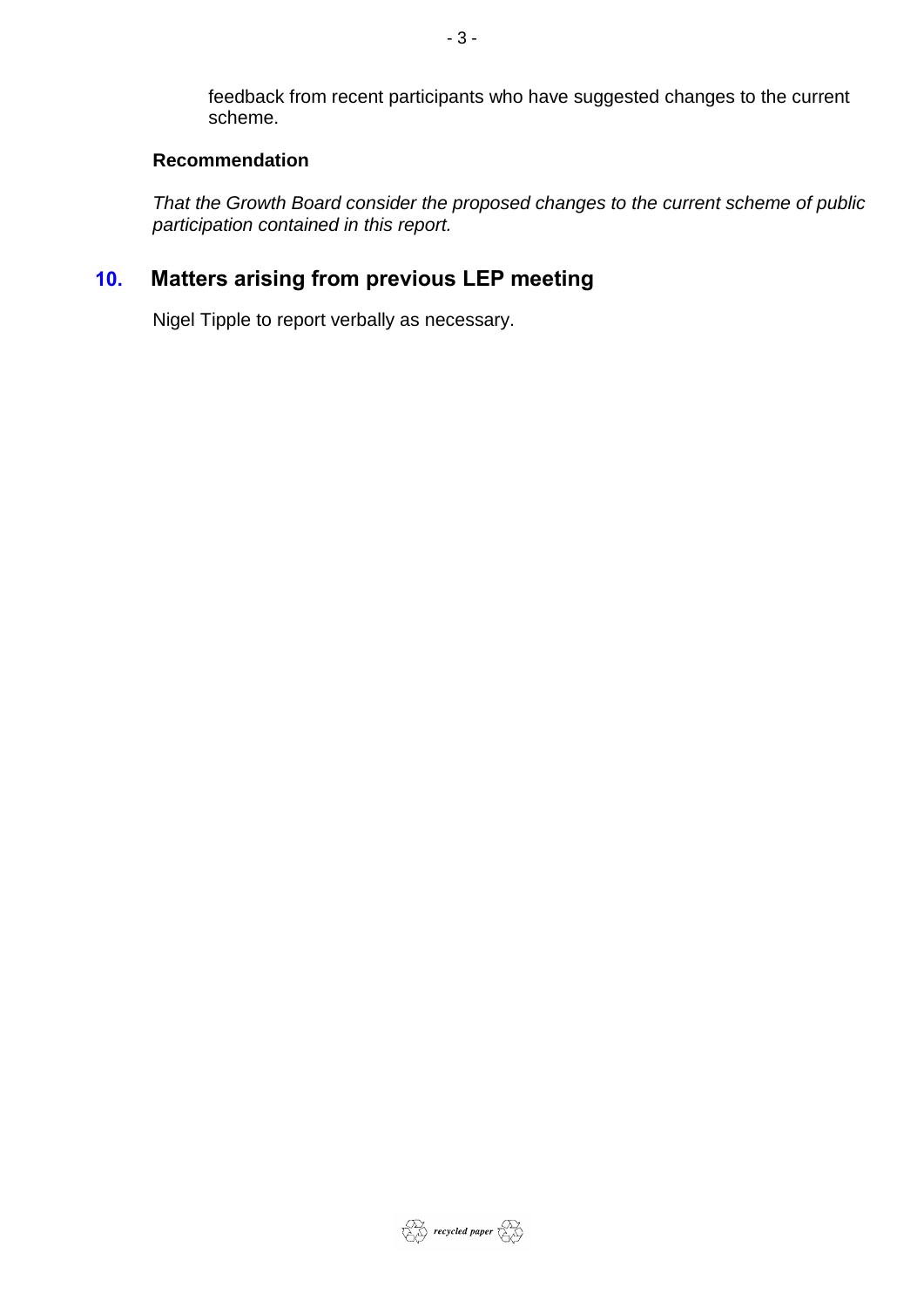feedback from recent participants who have suggested changes to the current scheme.

**Recommendation**

*That the Growth Board consider the proposed changes to the current scheme of public participation contained in this report.*

## 10. Matters arising from previous LEP meeting

Nigel Tipple to report verbally as necessary.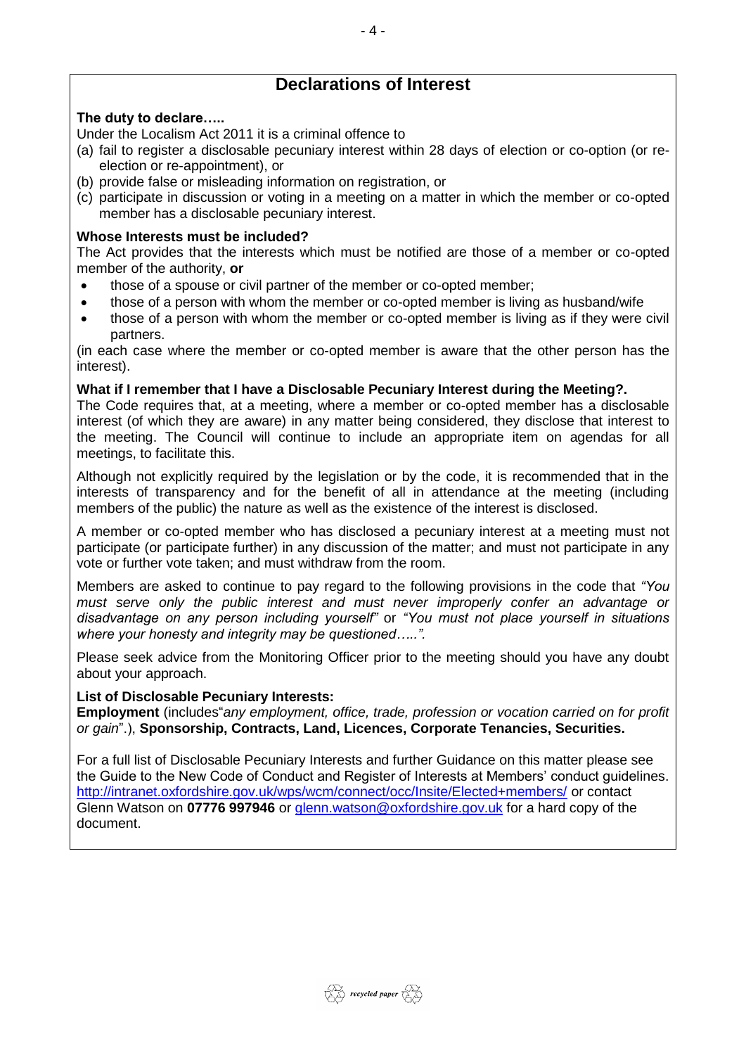# Declarations of Interest

**The duty to declare…..**

Under the Localism Act 2011 it is a criminal offence to

(a) fail to register a disclosable pecuniary interest within 28 days of election or co-option (or re-election or re-appointment), or
(b) provide false or misleading information on registration, or
(c) participate in discussion or voting in a meeting on a matter in which the member or co-opted member has a disclosable pecuniary interest.

**Whose Interests must be included?**

The Act provides that the interests which must be notified are those of a member or co-opted member of the authority, **or**

- those of a spouse or civil partner of the member or co-opted member;
- those of a person with whom the member or co-opted member is living as husband/wife
- those of a person with whom the member or co-opted member is living as if they were civil partners.

(in each case where the member or co-opted member is aware that the other person has the interest).

**What if I remember that I have a Disclosable Pecuniary Interest during the Meeting?.**

The Code requires that, at a meeting, where a member or co-opted member has a disclosable interest (of which they are aware) in any matter being considered, they disclose that interest to the meeting. The Council will continue to include an appropriate item on agendas for all meetings, to facilitate this.

Although not explicitly required by the legislation or by the code, it is recommended that in the interests of transparency and for the benefit of all in attendance at the meeting (including members of the public) the nature as well as the existence of the interest is disclosed.

A member or co-opted member who has disclosed a pecuniary interest at a meeting must not participate (or participate further) in any discussion of the matter; and must not participate in any vote or further vote taken; and must withdraw from the room.

Members are asked to continue to pay regard to the following provisions in the code that *"You must serve only the public interest and must never improperly confer an advantage or disadvantage on any person including yourself"* or *"You must not place yourself in situations where your honesty and integrity may be questioned….."*.

Please seek advice from the Monitoring Officer prior to the meeting should you have any doubt about your approach.

**List of Disclosable Pecuniary Interests:**

**Employment** (includes"*any employment, office, trade, profession or vocation carried on for profit or gain*".), **Sponsorship, Contracts, Land, Licences, Corporate Tenancies, Securities.**

For a full list of Disclosable Pecuniary Interests and further Guidance on this matter please see the Guide to the New Code of Conduct and Register of Interests at Members' conduct guidelines. http://intranet.oxfordshire.gov.uk/wps/wcm/connect/occ/Insite/Elected+members/ or contact Glenn Watson on **07776 997946** or glenn.watson@oxfordshire.gov.uk for a hard copy of the document.

recycled paper